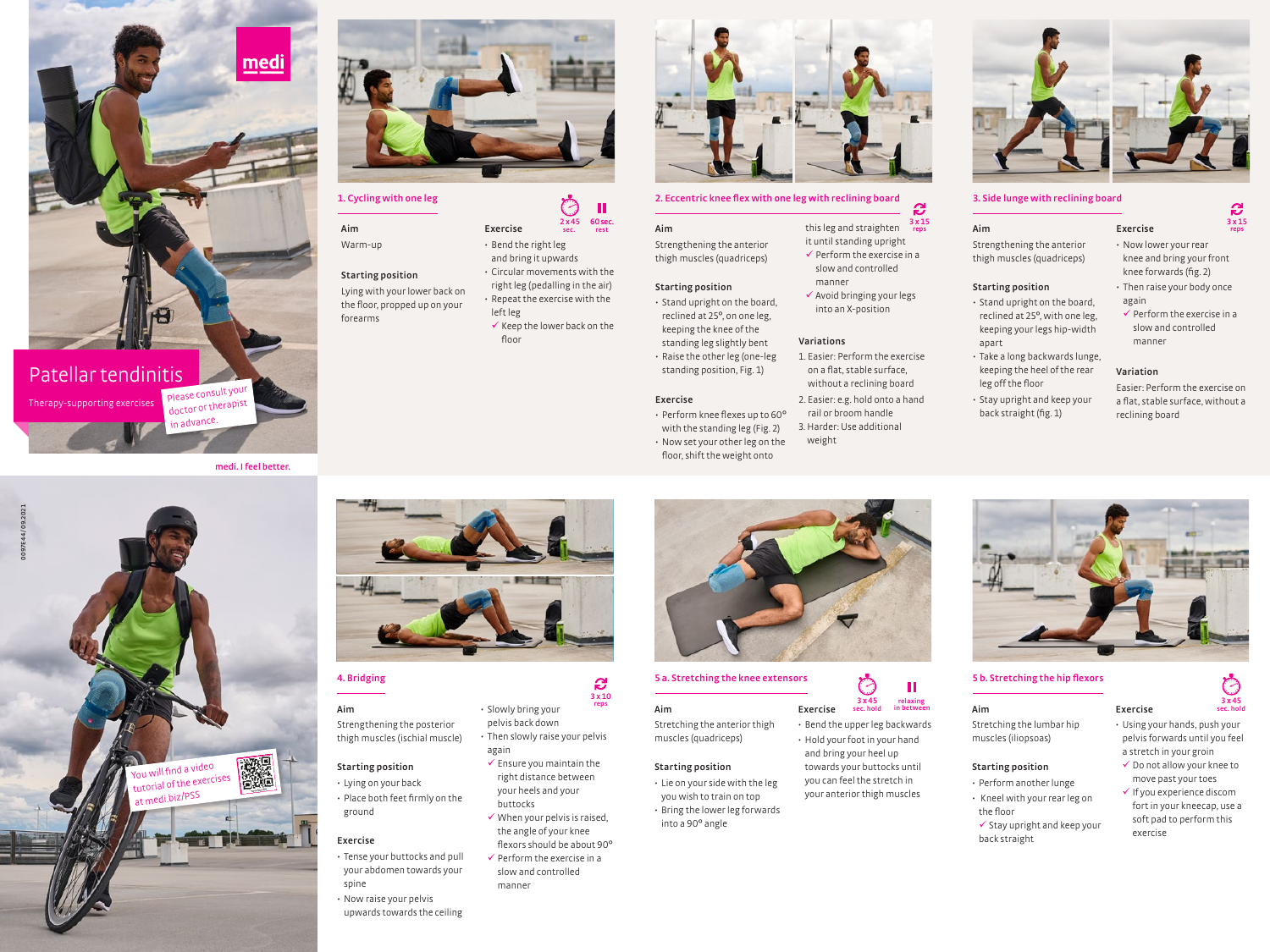medi

# Patellar tendinitis

Therapy-supporting exercises

Please consult your doctor or therapist in advance.

medi. I feel better.

## 1. Cycling with one leg

2 x 45 sec. | 60 sec. rest

**Aim**

Warm-up

**Starting position**

Lying with your lower back on the floor, propped up on your forearms

**Exercise**

- Bend the right leg and bring it upwards
- Circular movements with the right leg (pedalling in the air)
- Repeat the exercise with the left leg
  - ✓ Keep the lower back on the floor

## 2. Eccentric knee flex with one leg with reclining board

3 x 15 reps

**Aim**

Strengthening the anterior thigh muscles (quadriceps)

**Starting position**

- Stand upright on the board, reclined at 25°, on one leg, keeping the knee of the standing leg slightly bent
- Raise the other leg (one-leg standing position, Fig. 1)

**Exercise**

- Perform knee flexes up to 60° with the standing leg (Fig. 2)
- Now set your other leg on the floor, shift the weight onto this leg and straighten it until standing upright
  - ✓ Perform the exercise in a slow and controlled manner
  - ✓ Avoid bringing your legs into an X-position

**Variations**

1. Easier: Perform the exercise on a flat, stable surface, without a reclining board
2. Easier: e.g. hold onto a hand rail or broom handle
3. Harder: Use additional weight

## 3. Side lunge with reclining board

3 x 15 reps

**Aim**

Strengthening the anterior thigh muscles (quadriceps)

**Starting position**

- Stand upright on the board, reclined at 25°, with one leg, keeping your legs hip-width apart
- Take a long backwards lunge, keeping the heel of the rear leg off the floor
- Stay upright and keep your back straight (fig. 1)

**Exercise**

- Now lower your rear knee and bring your front knee forwards (fig. 2)
- Then raise your body once again
  - ✓ Perform the exercise in a slow and controlled manner

**Variation**

Easier: Perform the exercise on a flat, stable surface, without a reclining board

0097E44/09.2021

You will find a video tutorial of the exercises at medi.biz/PSS

## 4. Bridging

3 x 10 reps

**Aim**

Strengthening the posterior thigh muscles (ischial muscle)

**Starting position**

- Lying on your back
- Place both feet firmly on the ground

**Exercise**

- Tense your buttocks and pull your abdomen towards your spine
- Now raise your pelvis upwards towards the ceiling
- Slowly bring your pelvis back down
- Then slowly raise your pelvis again
  - ✓ Ensure you maintain the right distance between your heels and your buttocks
  - ✓ When your pelvis is raised, the angle of your knee flexors should be about 90°
  - ✓ Perform the exercise in a slow and controlled manner

## 5 a. Stretching the knee extensors

3 x 45 sec. hold | relaxing in between

**Aim**

Stretching the anterior thigh muscles (quadriceps)

**Starting position**

- Lie on your side with the leg you wish to train on top
- Bring the lower leg forwards into a 90° angle

**Exercise**

- Bend the upper leg backwards
- Hold your foot in your hand and bring your heel up towards your buttocks until you can feel the stretch in your anterior thigh muscles

## 5 b. Stretching the hip flexors

3 x 45 sec. hold

**Aim**

Stretching the lumbar hip muscles (iliopsoas)

**Starting position**

- Perform another lunge
- Kneel with your rear leg on the floor
  - ✓ Stay upright and keep your back straight

**Exercise**

- Using your hands, push your pelvis forwards until you feel a stretch in your groin
  - ✓ Do not allow your knee to move past your toes
  - ✓ If you experience discomfort in your kneecap, use a soft pad to perform this exercise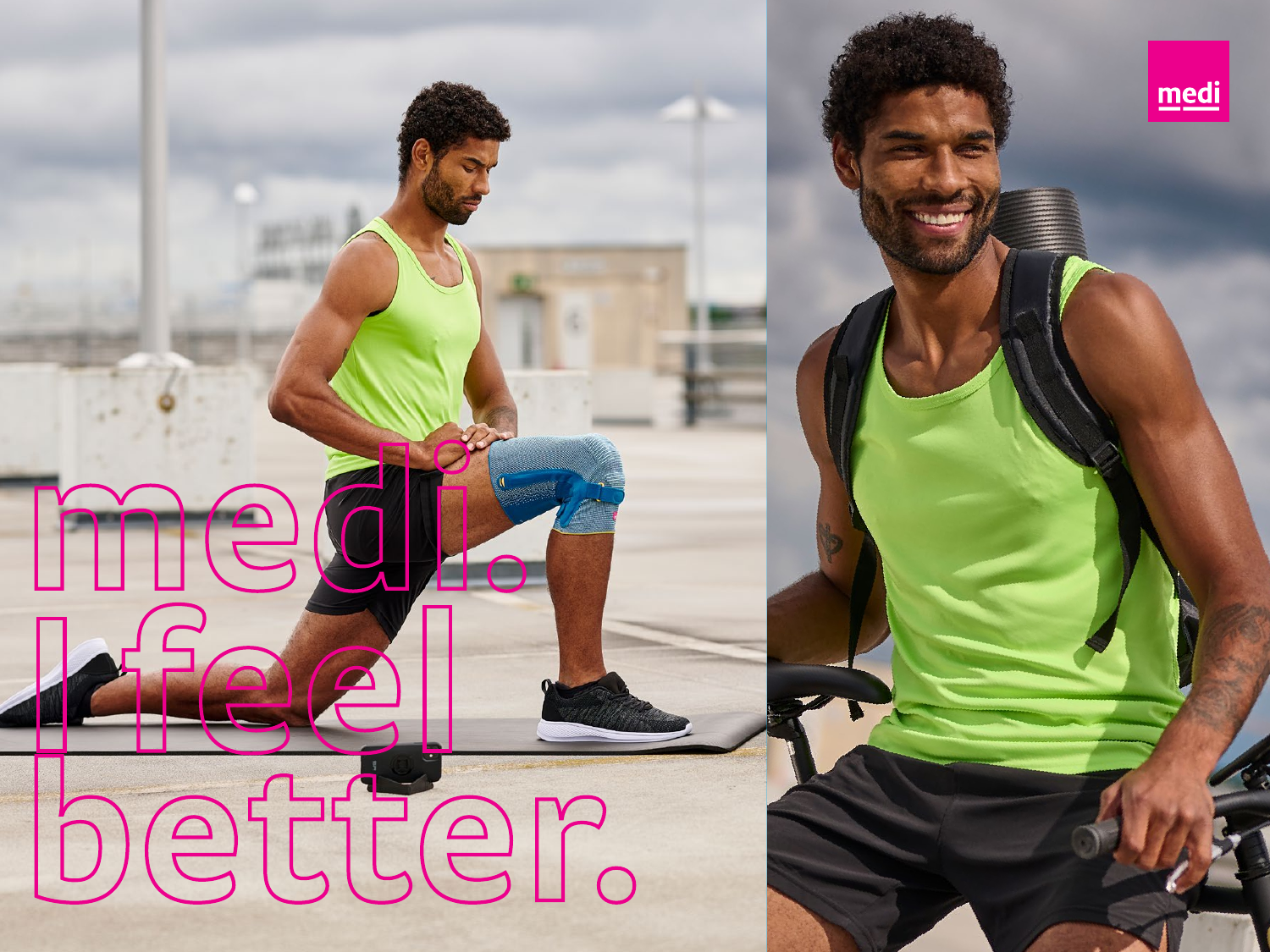medi

medi.
I feel
better.